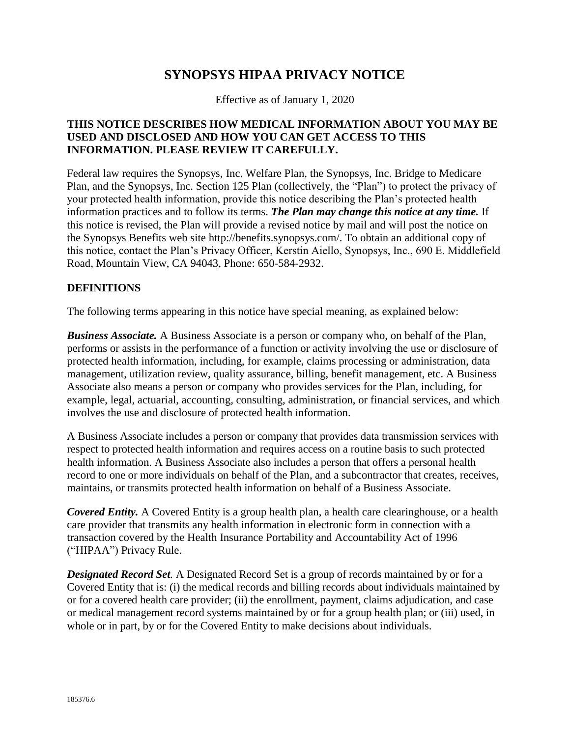# SYNOPSYS HIPAA PRIVACY NOTICE

Effective as of January 1, 2020

**THIS NOTICE DESCRIBES HOW MEDICAL INFORMATION ABOUT YOU MAY BE USED AND DISCLOSED AND HOW YOU CAN GET ACCESS TO THIS INFORMATION. PLEASE REVIEW IT CAREFULLY.**

Federal law requires the Synopsys, Inc. Welfare Plan, the Synopsys, Inc. Bridge to Medicare Plan, and the Synopsys, Inc. Section 125 Plan (collectively, the "Plan") to protect the privacy of your protected health information, provide this notice describing the Plan's protected health information practices and to follow its terms. ***The Plan may change this notice at any time.*** If this notice is revised, the Plan will provide a revised notice by mail and will post the notice on the Synopsys Benefits web site http://benefits.synopsys.com/. To obtain an additional copy of this notice, contact the Plan's Privacy Officer, Kerstin Aiello, Synopsys, Inc., 690 E. Middlefield Road, Mountain View, CA 94043, Phone: 650-584-2932.

## DEFINITIONS

The following terms appearing in this notice have special meaning, as explained below:

***Business Associate.*** A Business Associate is a person or company who, on behalf of the Plan, performs or assists in the performance of a function or activity involving the use or disclosure of protected health information, including, for example, claims processing or administration, data management, utilization review, quality assurance, billing, benefit management, etc. A Business Associate also means a person or company who provides services for the Plan, including, for example, legal, actuarial, accounting, consulting, administration, or financial services, and which involves the use and disclosure of protected health information.

A Business Associate includes a person or company that provides data transmission services with respect to protected health information and requires access on a routine basis to such protected health information. A Business Associate also includes a person that offers a personal health record to one or more individuals on behalf of the Plan, and a subcontractor that creates, receives, maintains, or transmits protected health information on behalf of a Business Associate.

***Covered Entity.*** A Covered Entity is a group health plan, a health care clearinghouse, or a health care provider that transmits any health information in electronic form in connection with a transaction covered by the Health Insurance Portability and Accountability Act of 1996 ("HIPAA") Privacy Rule.

***Designated Record Set.*** A Designated Record Set is a group of records maintained by or for a Covered Entity that is: (i) the medical records and billing records about individuals maintained by or for a covered health care provider; (ii) the enrollment, payment, claims adjudication, and case or medical management record systems maintained by or for a group health plan; or (iii) used, in whole or in part, by or for the Covered Entity to make decisions about individuals.

185376.6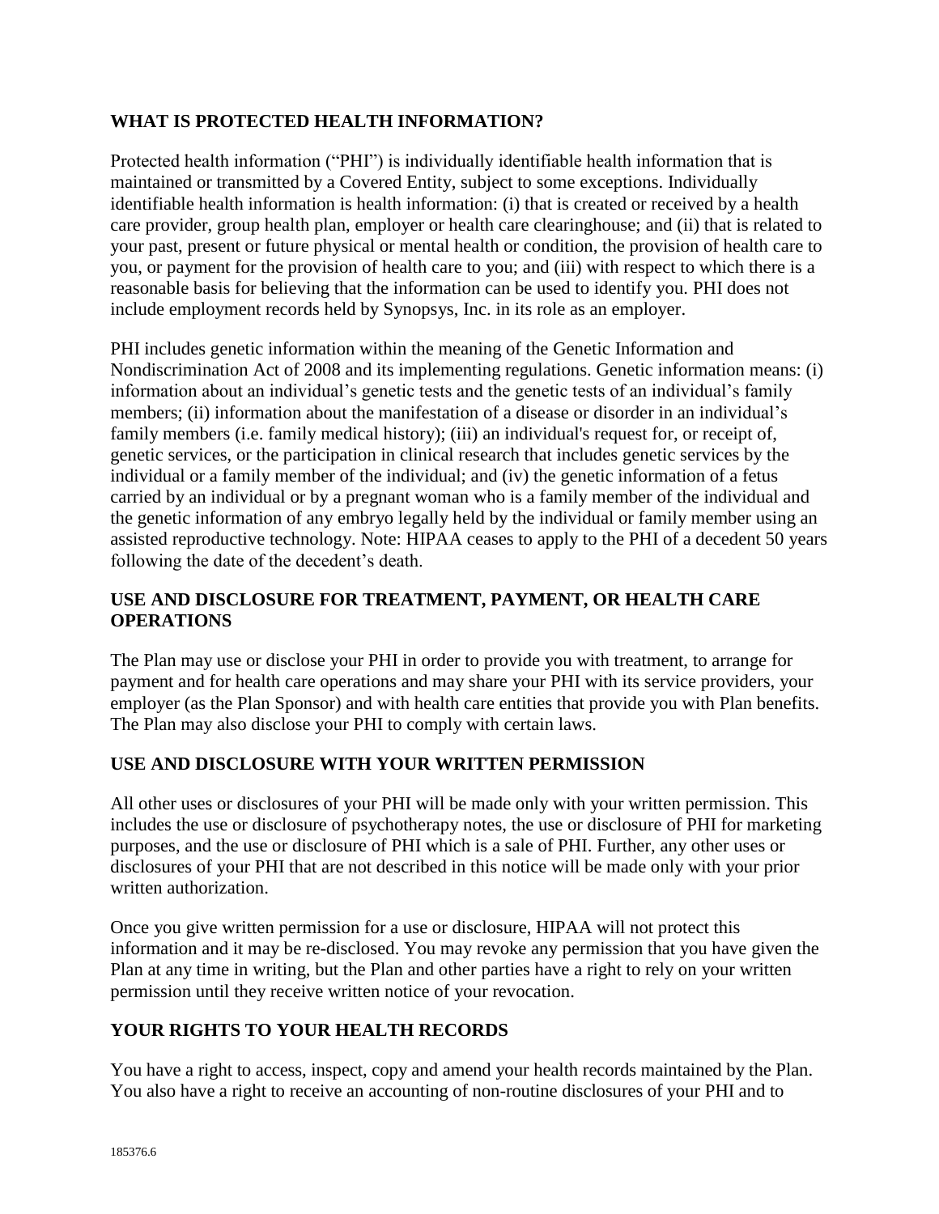## WHAT IS PROTECTED HEALTH INFORMATION?

Protected health information ("PHI") is individually identifiable health information that is maintained or transmitted by a Covered Entity, subject to some exceptions. Individually identifiable health information is health information: (i) that is created or received by a health care provider, group health plan, employer or health care clearinghouse; and (ii) that is related to your past, present or future physical or mental health or condition, the provision of health care to you, or payment for the provision of health care to you; and (iii) with respect to which there is a reasonable basis for believing that the information can be used to identify you. PHI does not include employment records held by Synopsys, Inc. in its role as an employer.

PHI includes genetic information within the meaning of the Genetic Information and Nondiscrimination Act of 2008 and its implementing regulations. Genetic information means: (i) information about an individual's genetic tests and the genetic tests of an individual's family members; (ii) information about the manifestation of a disease or disorder in an individual's family members (i.e. family medical history); (iii) an individual's request for, or receipt of, genetic services, or the participation in clinical research that includes genetic services by the individual or a family member of the individual; and (iv) the genetic information of a fetus carried by an individual or by a pregnant woman who is a family member of the individual and the genetic information of any embryo legally held by the individual or family member using an assisted reproductive technology. Note: HIPAA ceases to apply to the PHI of a decedent 50 years following the date of the decedent's death.

## USE AND DISCLOSURE FOR TREATMENT, PAYMENT, OR HEALTH CARE OPERATIONS

The Plan may use or disclose your PHI in order to provide you with treatment, to arrange for payment and for health care operations and may share your PHI with its service providers, your employer (as the Plan Sponsor) and with health care entities that provide you with Plan benefits. The Plan may also disclose your PHI to comply with certain laws.

## USE AND DISCLOSURE WITH YOUR WRITTEN PERMISSION

All other uses or disclosures of your PHI will be made only with your written permission. This includes the use or disclosure of psychotherapy notes, the use or disclosure of PHI for marketing purposes, and the use or disclosure of PHI which is a sale of PHI. Further, any other uses or disclosures of your PHI that are not described in this notice will be made only with your prior written authorization.

Once you give written permission for a use or disclosure, HIPAA will not protect this information and it may be re-disclosed. You may revoke any permission that you have given the Plan at any time in writing, but the Plan and other parties have a right to rely on your written permission until they receive written notice of your revocation.

## YOUR RIGHTS TO YOUR HEALTH RECORDS

You have a right to access, inspect, copy and amend your health records maintained by the Plan. You also have a right to receive an accounting of non-routine disclosures of your PHI and to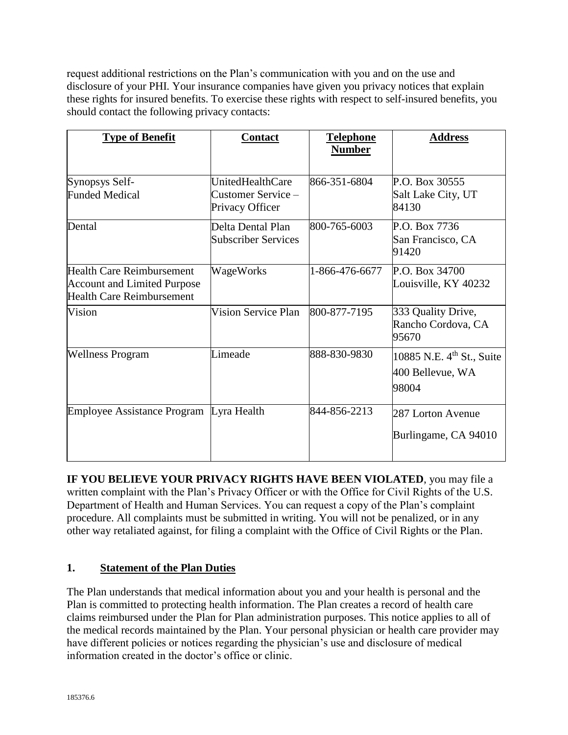request additional restrictions on the Plan's communication with you and on the use and disclosure of your PHI. Your insurance companies have given you privacy notices that explain these rights for insured benefits. To exercise these rights with respect to self-insured benefits, you should contact the following privacy contacts:

| **Type of Benefit** | **Contact** | **Telephone Number** | **Address** |
|---|---|---|---|
| Synopsys Self-Funded Medical | UnitedHealthCare Customer Service – Privacy Officer | 866-351-6804 | P.O. Box 30555 Salt Lake City, UT 84130 |
| Dental | Delta Dental Plan Subscriber Services | 800-765-6003 | P.O. Box 7736 San Francisco, CA 91420 |
| Health Care Reimbursement Account and Limited Purpose Health Care Reimbursement | WageWorks | 1-866-476-6677 | P.O. Box 34700 Louisville, KY 40232 |
| Vision | Vision Service Plan | 800-877-7195 | 333 Quality Drive, Rancho Cordova, CA 95670 |
| Wellness Program | Limeade | 888-830-9830 | 10885 N.E. 4th St., Suite 400 Bellevue, WA 98004 |
| Employee Assistance Program | Lyra Health | 844-856-2213 | 287 Lorton Avenue Burlingame, CA 94010 |

**IF YOU BELIEVE YOUR PRIVACY RIGHTS HAVE BEEN VIOLATED**, you may file a written complaint with the Plan's Privacy Officer or with the Office for Civil Rights of the U.S. Department of Health and Human Services. You can request a copy of the Plan's complaint procedure. All complaints must be submitted in writing. You will not be penalized, or in any other way retaliated against, for filing a complaint with the Office of Civil Rights or the Plan.

## 1. Statement of the Plan Duties

The Plan understands that medical information about you and your health is personal and the Plan is committed to protecting health information. The Plan creates a record of health care claims reimbursed under the Plan for Plan administration purposes. This notice applies to all of the medical records maintained by the Plan. Your personal physician or health care provider may have different policies or notices regarding the physician's use and disclosure of medical information created in the doctor's office or clinic.

185376.6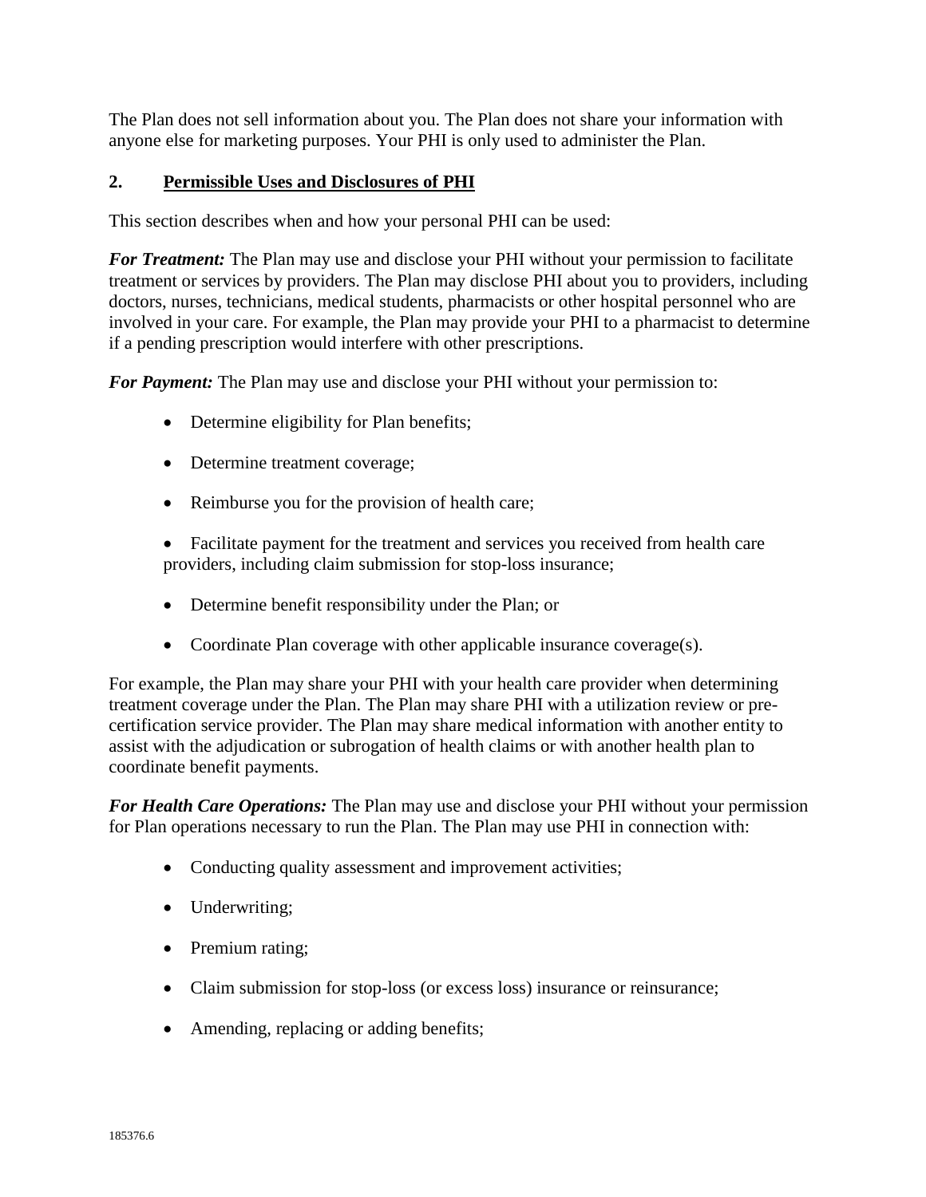The Plan does not sell information about you. The Plan does not share your information with anyone else for marketing purposes. Your PHI is only used to administer the Plan.

## 2. **<u>Permissible Uses and Disclosures of PHI</u>**

This section describes when and how your personal PHI can be used:

***For Treatment:*** The Plan may use and disclose your PHI without your permission to facilitate treatment or services by providers. The Plan may disclose PHI about you to providers, including doctors, nurses, technicians, medical students, pharmacists or other hospital personnel who are involved in your care. For example, the Plan may provide your PHI to a pharmacist to determine if a pending prescription would interfere with other prescriptions.

***For Payment:*** The Plan may use and disclose your PHI without your permission to:

- Determine eligibility for Plan benefits;
- Determine treatment coverage;
- Reimburse you for the provision of health care;
- Facilitate payment for the treatment and services you received from health care providers, including claim submission for stop-loss insurance;
- Determine benefit responsibility under the Plan; or
- Coordinate Plan coverage with other applicable insurance coverage(s).

For example, the Plan may share your PHI with your health care provider when determining treatment coverage under the Plan. The Plan may share PHI with a utilization review or pre-certification service provider. The Plan may share medical information with another entity to assist with the adjudication or subrogation of health claims or with another health plan to coordinate benefit payments.

***For Health Care Operations:*** The Plan may use and disclose your PHI without your permission for Plan operations necessary to run the Plan. The Plan may use PHI in connection with:

- Conducting quality assessment and improvement activities;
- Underwriting;
- Premium rating;
- Claim submission for stop-loss (or excess loss) insurance or reinsurance;
- Amending, replacing or adding benefits;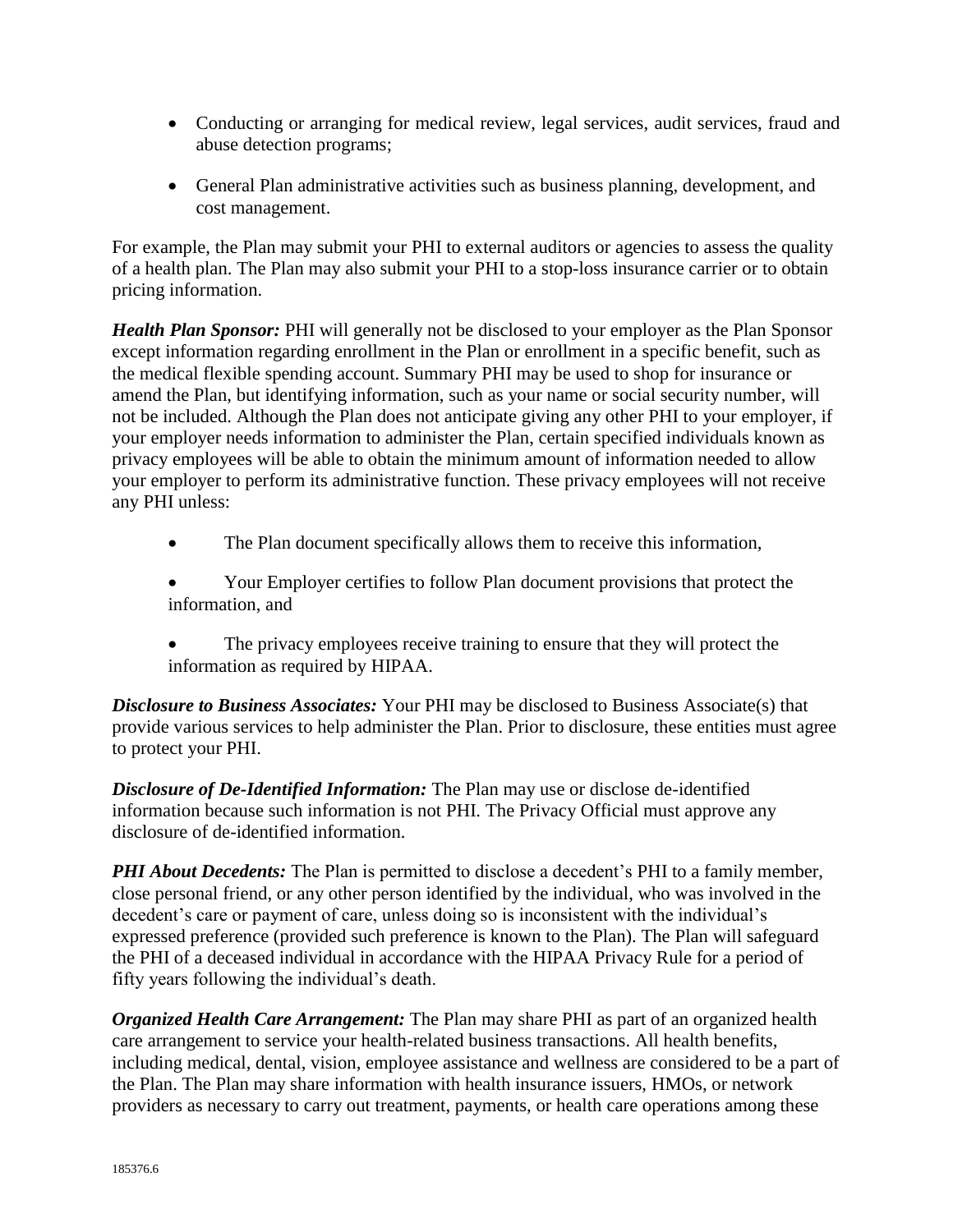- Conducting or arranging for medical review, legal services, audit services, fraud and abuse detection programs;
- General Plan administrative activities such as business planning, development, and cost management.

For example, the Plan may submit your PHI to external auditors or agencies to assess the quality of a health plan. The Plan may also submit your PHI to a stop-loss insurance carrier or to obtain pricing information.

***Health Plan Sponsor:*** PHI will generally not be disclosed to your employer as the Plan Sponsor except information regarding enrollment in the Plan or enrollment in a specific benefit, such as the medical flexible spending account. Summary PHI may be used to shop for insurance or amend the Plan, but identifying information, such as your name or social security number, will not be included. Although the Plan does not anticipate giving any other PHI to your employer, if your employer needs information to administer the Plan, certain specified individuals known as privacy employees will be able to obtain the minimum amount of information needed to allow your employer to perform its administrative function. These privacy employees will not receive any PHI unless:

- The Plan document specifically allows them to receive this information,
- Your Employer certifies to follow Plan document provisions that protect the information, and
- The privacy employees receive training to ensure that they will protect the information as required by HIPAA.

***Disclosure to Business Associates:*** Your PHI may be disclosed to Business Associate(s) that provide various services to help administer the Plan. Prior to disclosure, these entities must agree to protect your PHI.

***Disclosure of De-Identified Information:*** The Plan may use or disclose de-identified information because such information is not PHI. The Privacy Official must approve any disclosure of de-identified information.

***PHI About Decedents:*** The Plan is permitted to disclose a decedent's PHI to a family member, close personal friend, or any other person identified by the individual, who was involved in the decedent's care or payment of care, unless doing so is inconsistent with the individual's expressed preference (provided such preference is known to the Plan). The Plan will safeguard the PHI of a deceased individual in accordance with the HIPAA Privacy Rule for a period of fifty years following the individual's death.

***Organized Health Care Arrangement:*** The Plan may share PHI as part of an organized health care arrangement to service your health-related business transactions. All health benefits, including medical, dental, vision, employee assistance and wellness are considered to be a part of the Plan. The Plan may share information with health insurance issuers, HMOs, or network providers as necessary to carry out treatment, payments, or health care operations among these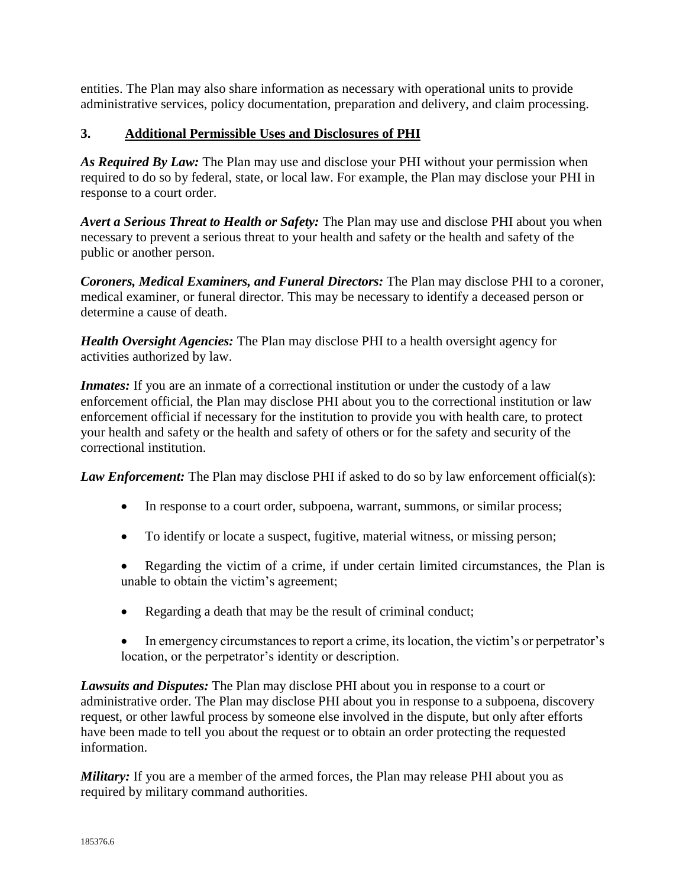entities. The Plan may also share information as necessary with operational units to provide administrative services, policy documentation, preparation and delivery, and claim processing.

### 3. <u>Additional Permissible Uses and Disclosures of PHI</u>

***As Required By Law:*** The Plan may use and disclose your PHI without your permission when required to do so by federal, state, or local law. For example, the Plan may disclose your PHI in response to a court order.

***Avert a Serious Threat to Health or Safety:*** The Plan may use and disclose PHI about you when necessary to prevent a serious threat to your health and safety or the health and safety of the public or another person.

***Coroners, Medical Examiners, and Funeral Directors:*** The Plan may disclose PHI to a coroner, medical examiner, or funeral director. This may be necessary to identify a deceased person or determine a cause of death.

***Health Oversight Agencies:*** The Plan may disclose PHI to a health oversight agency for activities authorized by law.

***Inmates:*** If you are an inmate of a correctional institution or under the custody of a law enforcement official, the Plan may disclose PHI about you to the correctional institution or law enforcement official if necessary for the institution to provide you with health care, to protect your health and safety or the health and safety of others or for the safety and security of the correctional institution.

***Law Enforcement:*** The Plan may disclose PHI if asked to do so by law enforcement official(s):

- In response to a court order, subpoena, warrant, summons, or similar process;
- To identify or locate a suspect, fugitive, material witness, or missing person;
- Regarding the victim of a crime, if under certain limited circumstances, the Plan is unable to obtain the victim's agreement;
- Regarding a death that may be the result of criminal conduct;
- In emergency circumstances to report a crime, its location, the victim's or perpetrator's location, or the perpetrator's identity or description.

***Lawsuits and Disputes:*** The Plan may disclose PHI about you in response to a court or administrative order. The Plan may disclose PHI about you in response to a subpoena, discovery request, or other lawful process by someone else involved in the dispute, but only after efforts have been made to tell you about the request or to obtain an order protecting the requested information.

***Military:*** If you are a member of the armed forces, the Plan may release PHI about you as required by military command authorities.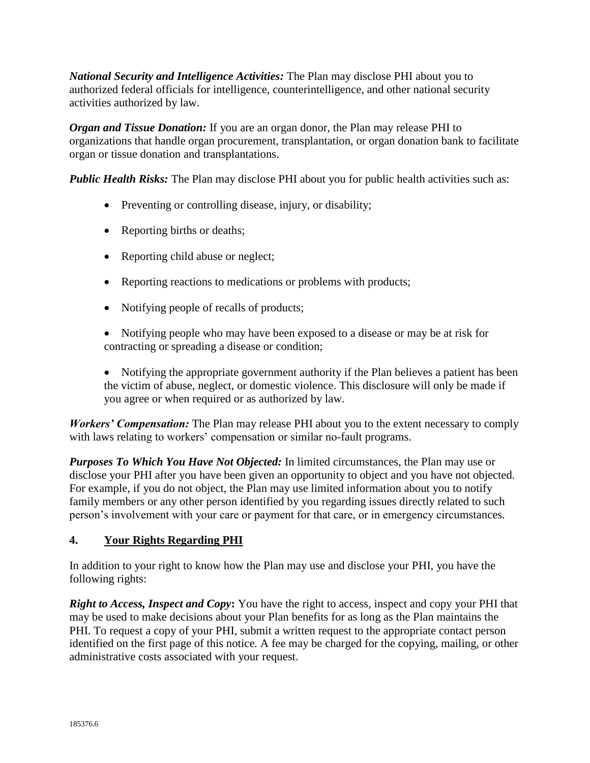***National Security and Intelligence Activities:*** The Plan may disclose PHI about you to authorized federal officials for intelligence, counterintelligence, and other national security activities authorized by law.

***Organ and Tissue Donation:*** If you are an organ donor, the Plan may release PHI to organizations that handle organ procurement, transplantation, or organ donation bank to facilitate organ or tissue donation and transplantations.

***Public Health Risks:*** The Plan may disclose PHI about you for public health activities such as:

- Preventing or controlling disease, injury, or disability;
- Reporting births or deaths;
- Reporting child abuse or neglect;
- Reporting reactions to medications or problems with products;
- Notifying people of recalls of products;
- Notifying people who may have been exposed to a disease or may be at risk for contracting or spreading a disease or condition;
- Notifying the appropriate government authority if the Plan believes a patient has been the victim of abuse, neglect, or domestic violence. This disclosure will only be made if you agree or when required or as authorized by law.

***Workers' Compensation:*** The Plan may release PHI about you to the extent necessary to comply with laws relating to workers' compensation or similar no-fault programs.

***Purposes To Which You Have Not Objected:*** In limited circumstances, the Plan may use or disclose your PHI after you have been given an opportunity to object and you have not objected. For example, if you do not object, the Plan may use limited information about you to notify family members or any other person identified by you regarding issues directly related to such person's involvement with your care or payment for that care, or in emergency circumstances.

## 4. Your Rights Regarding PHI

In addition to your right to know how the Plan may use and disclose your PHI, you have the following rights:

***Right to Access, Inspect and Copy*:** You have the right to access, inspect and copy your PHI that may be used to make decisions about your Plan benefits for as long as the Plan maintains the PHI. To request a copy of your PHI, submit a written request to the appropriate contact person identified on the first page of this notice. A fee may be charged for the copying, mailing, or other administrative costs associated with your request.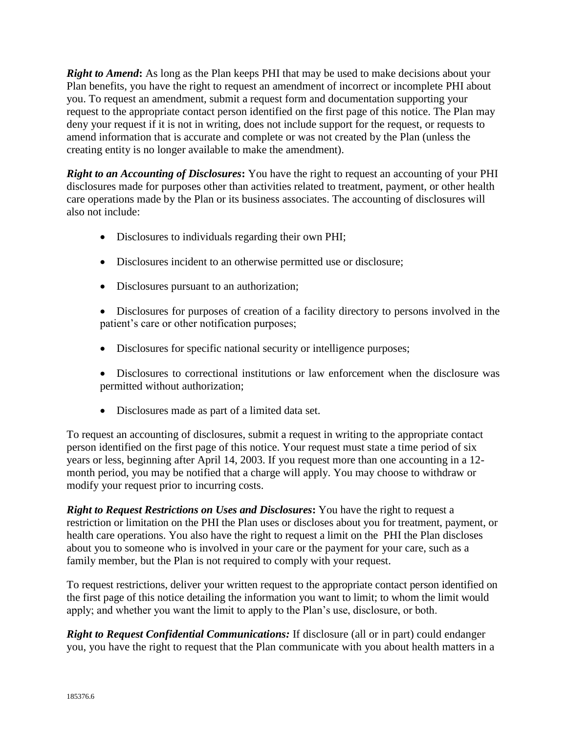***Right to Amend*:** As long as the Plan keeps PHI that may be used to make decisions about your Plan benefits, you have the right to request an amendment of incorrect or incomplete PHI about you. To request an amendment, submit a request form and documentation supporting your request to the appropriate contact person identified on the first page of this notice. The Plan may deny your request if it is not in writing, does not include support for the request, or requests to amend information that is accurate and complete or was not created by the Plan (unless the creating entity is no longer available to make the amendment).

***Right to an Accounting of Disclosures*:** You have the right to request an accounting of your PHI disclosures made for purposes other than activities related to treatment, payment, or other health care operations made by the Plan or its business associates. The accounting of disclosures will also not include:

- Disclosures to individuals regarding their own PHI;
- Disclosures incident to an otherwise permitted use or disclosure;
- Disclosures pursuant to an authorization;
- Disclosures for purposes of creation of a facility directory to persons involved in the patient's care or other notification purposes;
- Disclosures for specific national security or intelligence purposes;
- Disclosures to correctional institutions or law enforcement when the disclosure was permitted without authorization;
- Disclosures made as part of a limited data set.

To request an accounting of disclosures, submit a request in writing to the appropriate contact person identified on the first page of this notice. Your request must state a time period of six years or less, beginning after April 14, 2003. If you request more than one accounting in a 12-month period, you may be notified that a charge will apply. You may choose to withdraw or modify your request prior to incurring costs.

***Right to Request Restrictions on Uses and Disclosures*:** You have the right to request a restriction or limitation on the PHI the Plan uses or discloses about you for treatment, payment, or health care operations. You also have the right to request a limit on the PHI the Plan discloses about you to someone who is involved in your care or the payment for your care, such as a family member, but the Plan is not required to comply with your request.

To request restrictions, deliver your written request to the appropriate contact person identified on the first page of this notice detailing the information you want to limit; to whom the limit would apply; and whether you want the limit to apply to the Plan's use, disclosure, or both.

***Right to Request Confidential Communications:*** If disclosure (all or in part) could endanger you, you have the right to request that the Plan communicate with you about health matters in a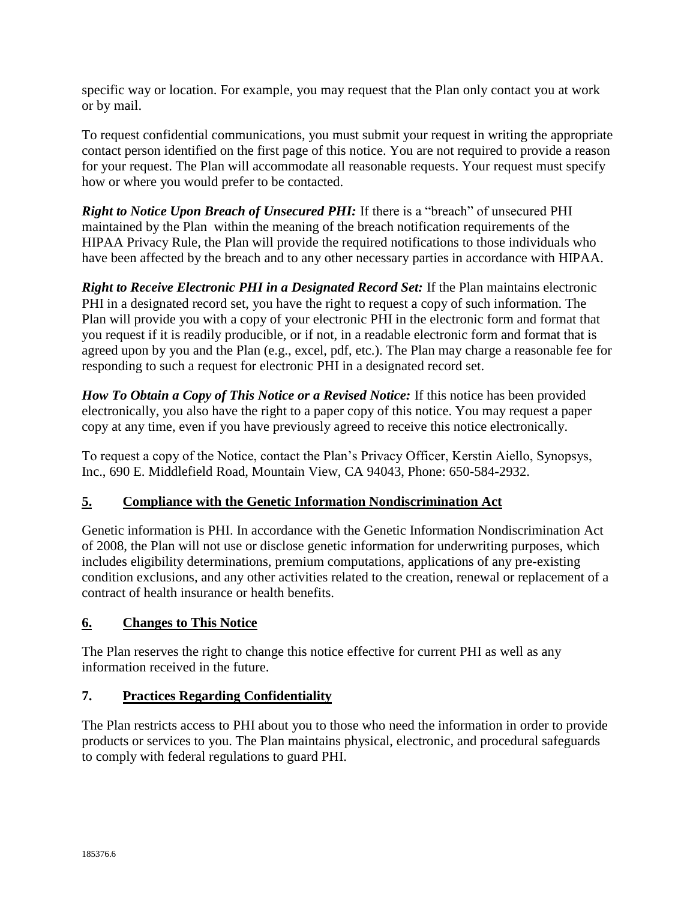specific way or location. For example, you may request that the Plan only contact you at work or by mail.

To request confidential communications, you must submit your request in writing the appropriate contact person identified on the first page of this notice. You are not required to provide a reason for your request. The Plan will accommodate all reasonable requests. Your request must specify how or where you would prefer to be contacted.

***Right to Notice Upon Breach of Unsecured PHI:*** If there is a "breach" of unsecured PHI maintained by the Plan within the meaning of the breach notification requirements of the HIPAA Privacy Rule, the Plan will provide the required notifications to those individuals who have been affected by the breach and to any other necessary parties in accordance with HIPAA.

***Right to Receive Electronic PHI in a Designated Record Set:*** If the Plan maintains electronic PHI in a designated record set, you have the right to request a copy of such information. The Plan will provide you with a copy of your electronic PHI in the electronic form and format that you request if it is readily producible, or if not, in a readable electronic form and format that is agreed upon by you and the Plan (e.g., excel, pdf, etc.). The Plan may charge a reasonable fee for responding to such a request for electronic PHI in a designated record set.

***How To Obtain a Copy of This Notice or a Revised Notice:*** If this notice has been provided electronically, you also have the right to a paper copy of this notice. You may request a paper copy at any time, even if you have previously agreed to receive this notice electronically.

To request a copy of the Notice, contact the Plan's Privacy Officer, Kerstin Aiello, Synopsys, Inc., 690 E. Middlefield Road, Mountain View, CA 94043, Phone: 650-584-2932.

## 5. Compliance with the Genetic Information Nondiscrimination Act

Genetic information is PHI. In accordance with the Genetic Information Nondiscrimination Act of 2008, the Plan will not use or disclose genetic information for underwriting purposes, which includes eligibility determinations, premium computations, applications of any pre-existing condition exclusions, and any other activities related to the creation, renewal or replacement of a contract of health insurance or health benefits.

## 6. Changes to This Notice

The Plan reserves the right to change this notice effective for current PHI as well as any information received in the future.

## 7. Practices Regarding Confidentiality

The Plan restricts access to PHI about you to those who need the information in order to provide products or services to you. The Plan maintains physical, electronic, and procedural safeguards to comply with federal regulations to guard PHI.

185376.6